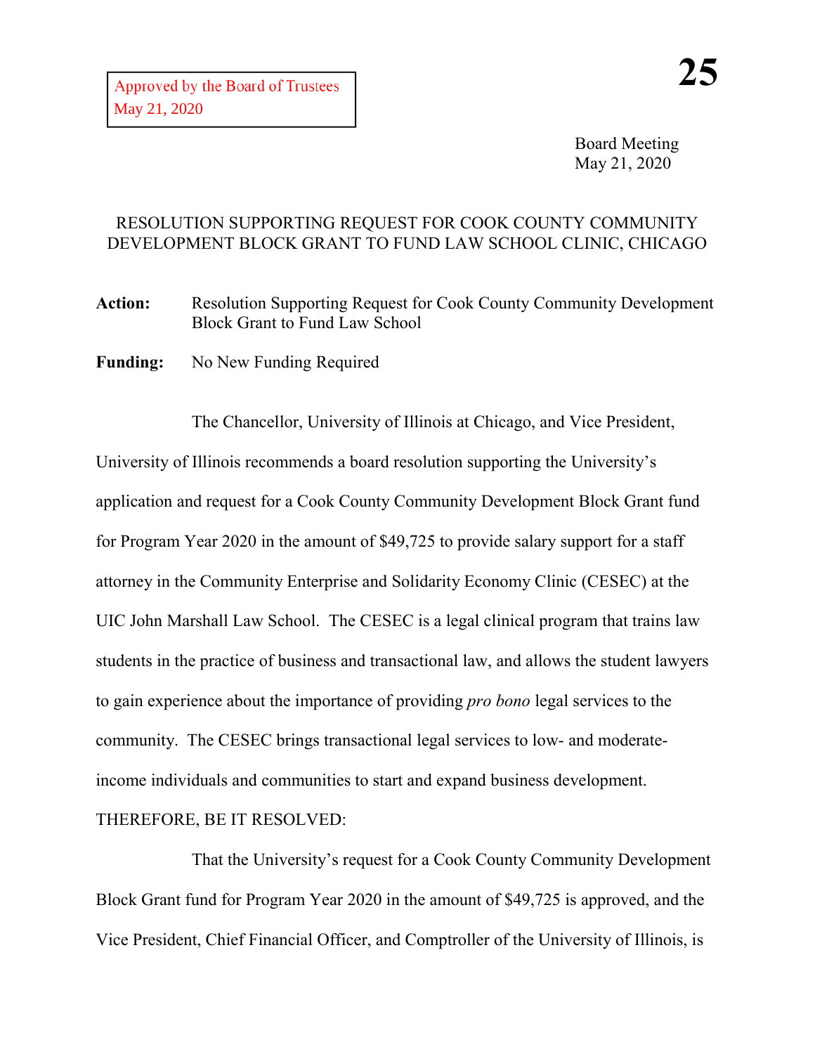Approved by the Board of Trustees
May 21, 2020

**25**

Board Meeting
May 21, 2020

RESOLUTION SUPPORTING REQUEST FOR COOK COUNTY COMMUNITY DEVELOPMENT BLOCK GRANT TO FUND LAW SCHOOL CLINIC, CHICAGO

**Action:** Resolution Supporting Request for Cook County Community Development Block Grant to Fund Law School

**Funding:** No New Funding Required

The Chancellor, University of Illinois at Chicago, and Vice President, University of Illinois recommends a board resolution supporting the University's application and request for a Cook County Community Development Block Grant fund for Program Year 2020 in the amount of $49,725 to provide salary support for a staff attorney in the Community Enterprise and Solidarity Economy Clinic (CESEC) at the UIC John Marshall Law School. The CESEC is a legal clinical program that trains law students in the practice of business and transactional law, and allows the student lawyers to gain experience about the importance of providing *pro bono* legal services to the community. The CESEC brings transactional legal services to low- and moderate-income individuals and communities to start and expand business development.

THEREFORE, BE IT RESOLVED:

That the University's request for a Cook County Community Development Block Grant fund for Program Year 2020 in the amount of $49,725 is approved, and the Vice President, Chief Financial Officer, and Comptroller of the University of Illinois, is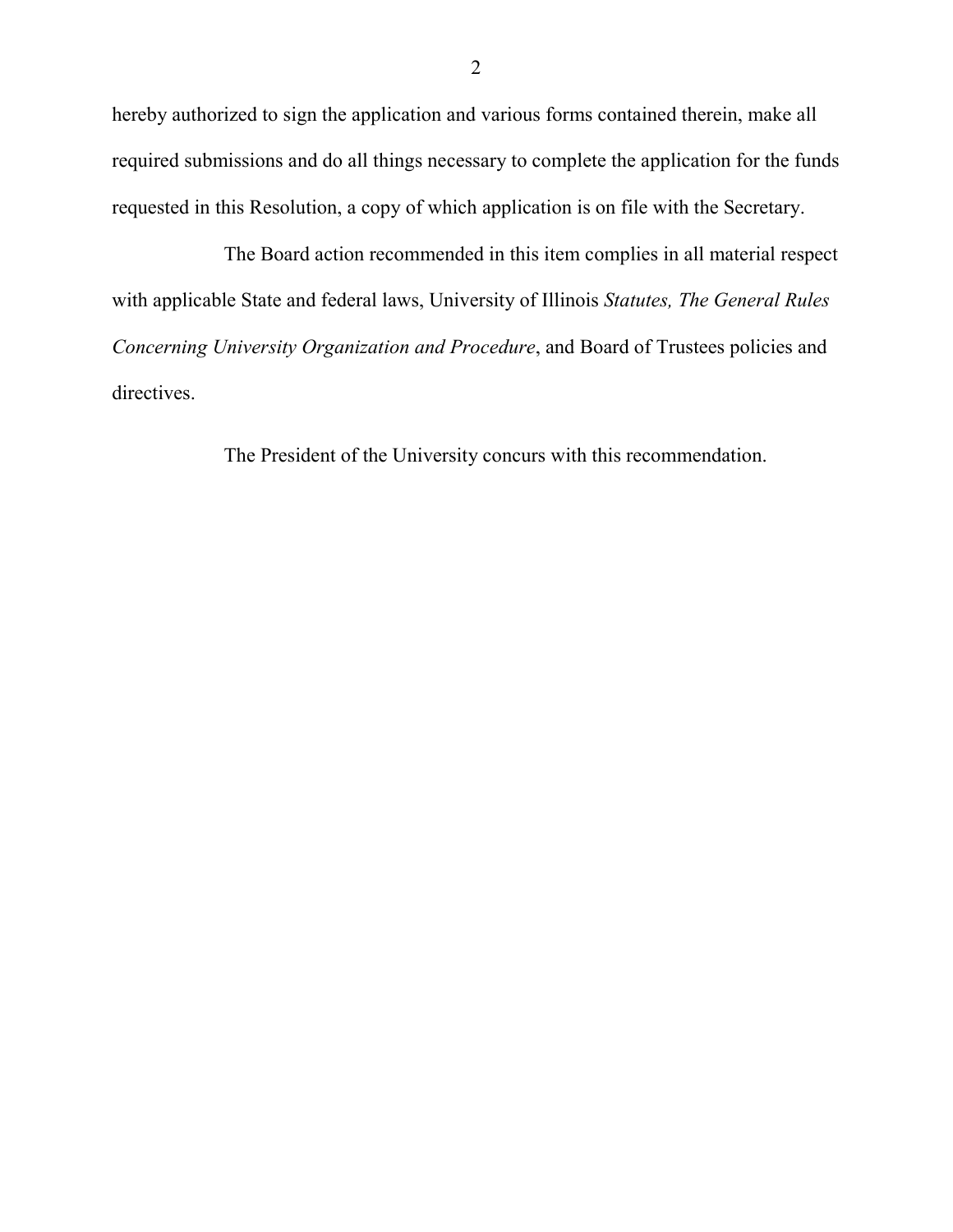hereby authorized to sign the application and various forms contained therein, make all required submissions and do all things necessary to complete the application for the funds requested in this Resolution, a copy of which application is on file with the Secretary.

The Board action recommended in this item complies in all material respect with applicable State and federal laws, University of Illinois *Statutes, The General Rules Concerning University Organization and Procedure*, and Board of Trustees policies and directives.

The President of the University concurs with this recommendation.